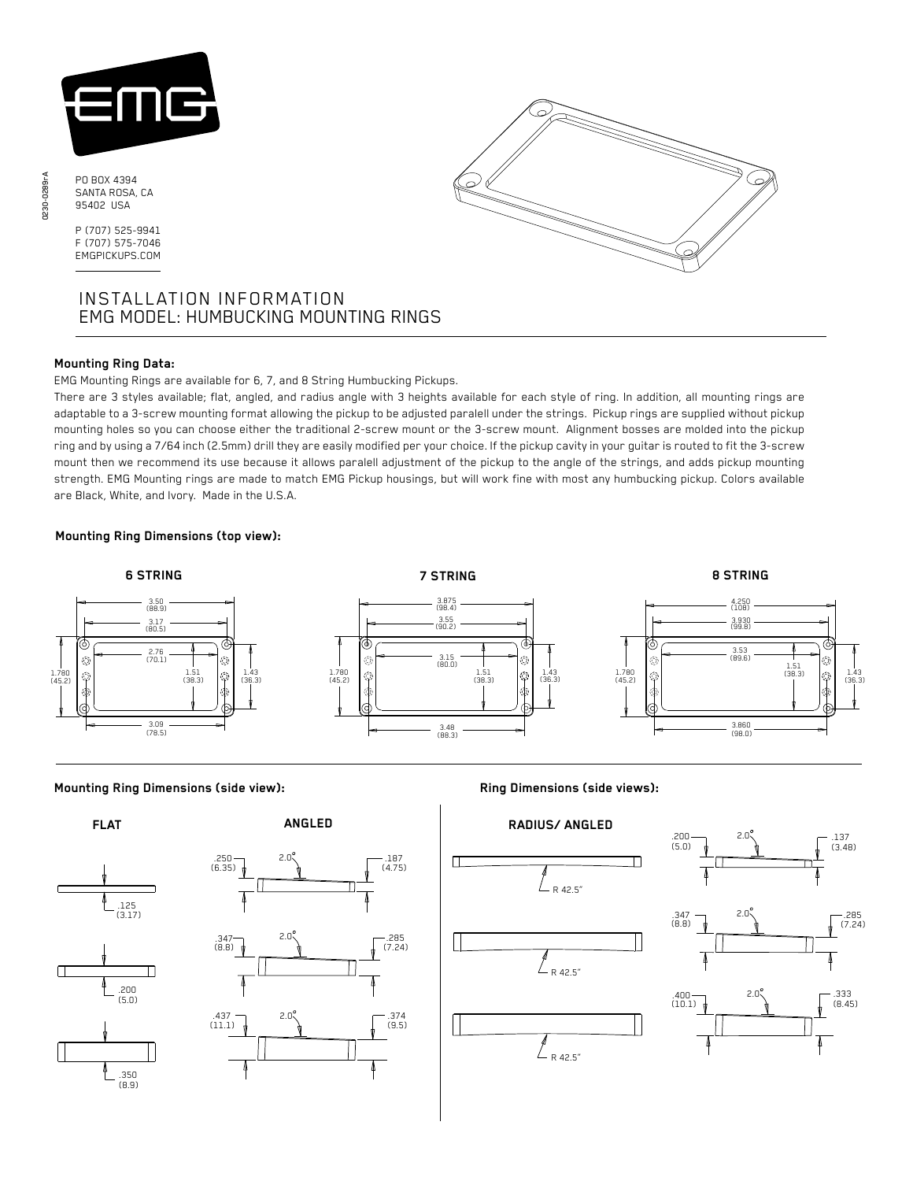PO BOX 4394
SANTA ROSA, CA
95402 USA

P (707) 525-9941
F (707) 575-7046
EMGPICKUPS.COM

# INSTALLATION INFORMATION
## EMG MODEL: HUMBUCKING MOUNTING RINGS

### Mounting Ring Data:

EMG Mounting Rings are available for 6, 7, and 8 String Humbucking Pickups.

There are 3 styles available; flat, angled, and radius angle with 3 heights available for each style of ring. In addition, all mounting rings are adaptable to a 3-screw mounting format allowing the pickup to be adjusted paralell under the strings. Pickup rings are supplied without pickup mounting holes so you can choose either the traditional 2-screw mount or the 3-screw mount. Alignment bosses are molded into the pickup ring and by using a 7/64 inch (2.5mm) drill they are easily modified per your choice. If the pickup cavity in your guitar is routed to fit the 3-screw mount then we recommend its use because it allows paralell adjustment of the pickup to the angle of the strings, and adds pickup mounting strength. EMG Mounting rings are made to match EMG Pickup housings, but will work fine with most any humbucking pickup. Colors available are Black, White, and Ivory. Made in the U.S.A.

### Mounting Ring Dimensions (top view):

**6 STRING**

3.50 (88.9), 3.17 (80.5), 2.76 (70.1), 1.51 (38.3), 1.43 (36.3), 1.780 (45.2), 3.09 (78.5)

**7 STRING**

3.875 (98.4), 3.55 (90.2), 3.15 (80.0), 1.51 (38.3), 1.43 (36.3), 1.780 (45.2), 3.48 (88.3)

**8 STRING**

4.250 (108), 3.930 (99.8), 3.53 (89.6), 1.51 (38.3), 1.43 (36.3), 1.780 (45.2), 3.860 (98.0)

### Mounting Ring Dimensions (side view):

**FLAT**

.125 (3.17)

.200 (5.0)

.350 (8.9)

**ANGLED**

.250 (6.35) — 2.0° — .187 (4.75)

.347 (8.8) — 2.0° — .285 (7.24)

.437 (11.1) — 2.0° — .374 (9.5)

### Ring Dimensions (side views):

**RADIUS/ ANGLED**

R 42.5"

R 42.5"

R 42.5"

.200 (5.0) — 2.0° — .137 (3.48)

.347 (8.8) — 2.0° — .285 (7.24)

.400 (10.1) — 2.0° — .333 (8.45)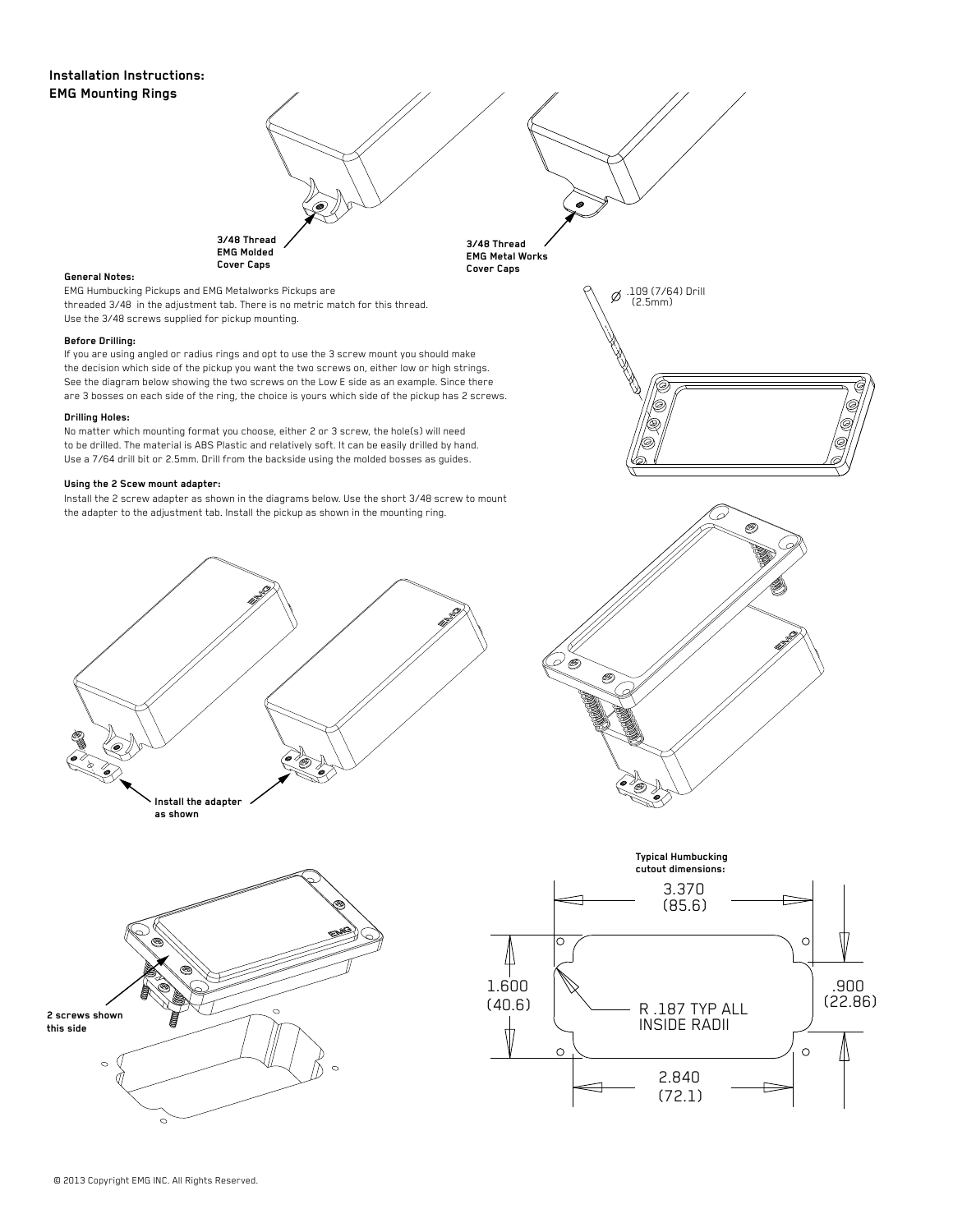## Installation Instructions: EMG Mounting Rings

3/48 Thread
EMG Molded
Cover Caps

3/48 Thread
EMG Metal Works
Cover Caps

### General Notes:

EMG Humbucking Pickups and EMG Metalworks Pickups are threaded 3/48 in the adjustment tab. There is no metric match for this thread. Use the 3/48 screws supplied for pickup mounting.

### Before Drilling:

If you are using angled or radius rings and opt to use the 3 screw mount you should make the decision which side of the pickup you want the two screws on, either low or high strings. See the diagram below showing the two screws on the Low E side as an example. Since there are 3 bosses on each side of the ring, the choice is yours which side of the pickup has 2 screws.

### Drilling Holes:

No matter which mounting format you choose, either 2 or 3 screw, the hole(s) will need to be drilled. The material is ABS Plastic and relatively soft. It can be easily drilled by hand. Use a 7/64 drill bit or 2.5mm. Drill from the backside using the molded bosses as guides.

∅ .109 (7/64) Drill (2.5mm)

### Using the 2 Scew mount adapter:

Install the 2 screw adapter as shown in the diagrams below. Use the short 3/48 screw to mount the adapter to the adjustment tab. Install the pickup as shown in the mounting ring.

Install the adapter as shown

2 screws shown this side

Typical Humbucking cutout dimensions:

3.370
(85.6)

1.600
(40.6)

R .187 TYP ALL INSIDE RADII

.900
(22.86)

2.840
(72.1)

© 2013 Copyright EMG INC. All Rights Reserved.